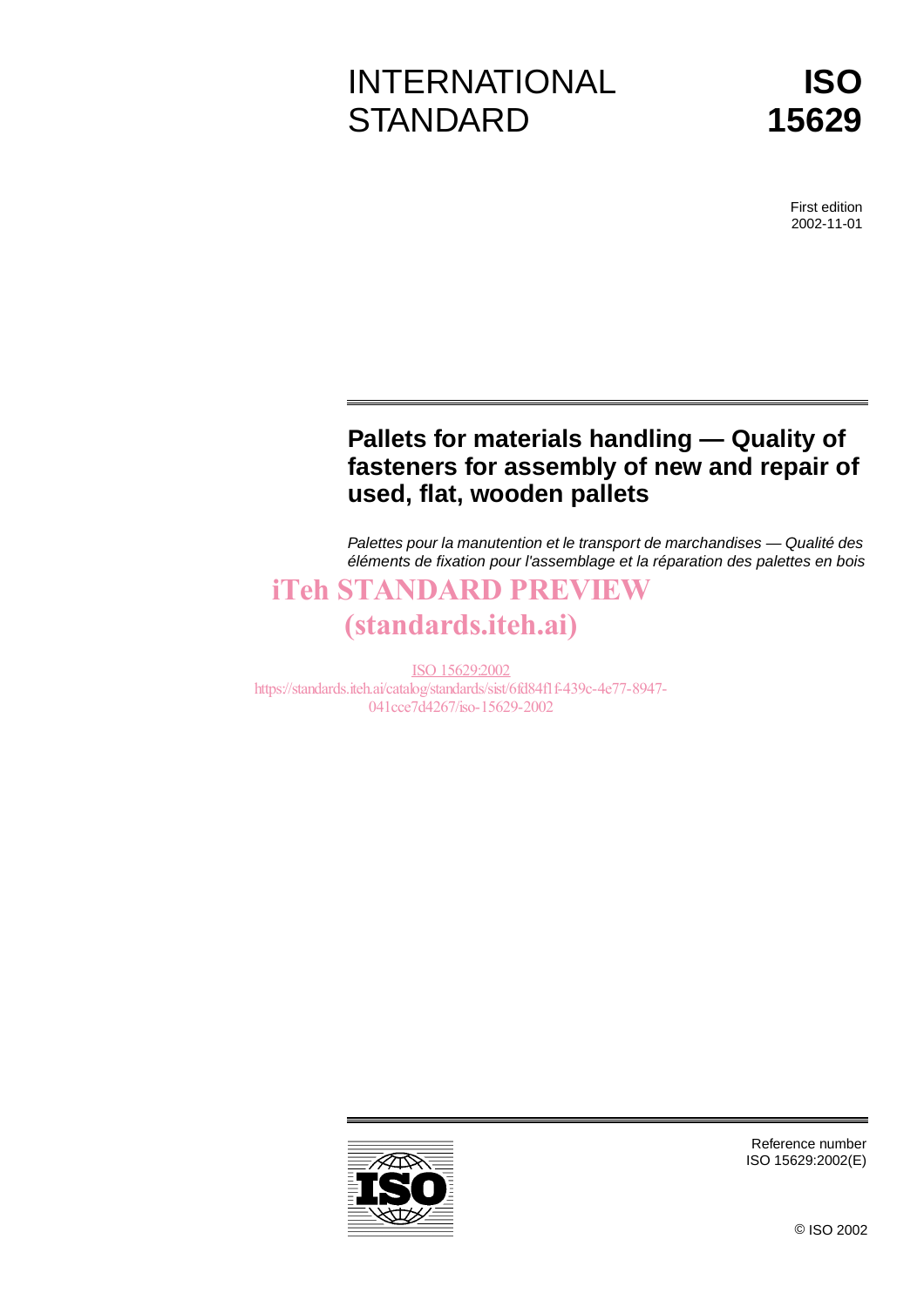INTERNATIONAL STANDARD

**ISO 15629**

First edition
2002-11-01

# Pallets for materials handling — Quality of fasteners for assembly of new and repair of used, flat, wooden pallets

*Palettes pour la manutention et le transport de marchandises — Qualité des éléments de fixation pour l'assemblage et la réparation des palettes en bois*

iTeh STANDARD PREVIEW
(standards.iteh.ai)

ISO 15629:2002
https://standards.iteh.ai/catalog/standards/sist/6fd84f1f-439c-4e77-8947-041cce7d4267/iso-15629-2002

Reference number
ISO 15629:2002(E)

© ISO 2002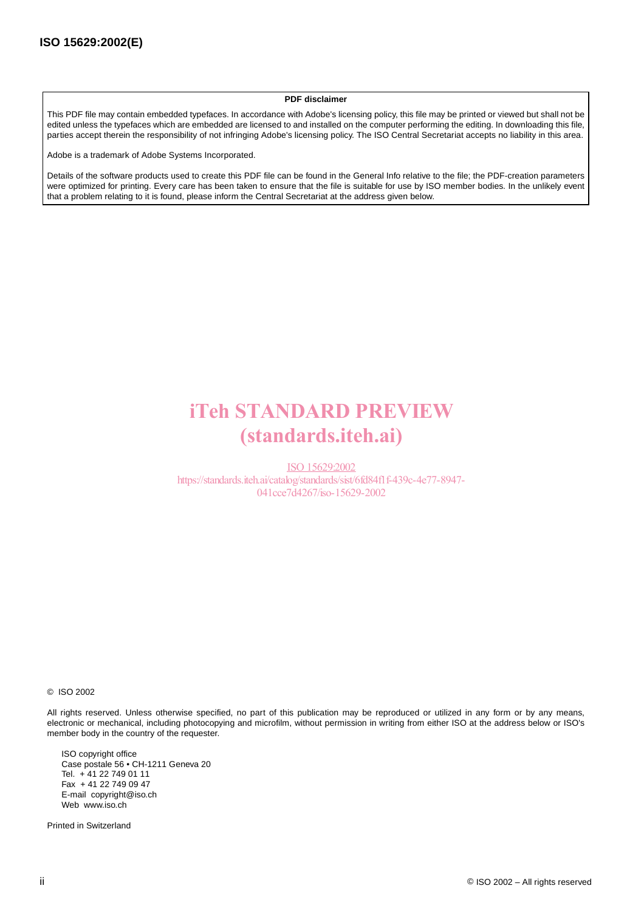**PDF disclaimer**

This PDF file may contain embedded typefaces. In accordance with Adobe's licensing policy, this file may be printed or viewed but shall not be edited unless the typefaces which are embedded are licensed to and installed on the computer performing the editing. In downloading this file, parties accept therein the responsibility of not infringing Adobe's licensing policy. The ISO Central Secretariat accepts no liability in this area.

Adobe is a trademark of Adobe Systems Incorporated.

Details of the software products used to create this PDF file can be found in the General Info relative to the file; the PDF-creation parameters were optimized for printing. Every care has been taken to ensure that the file is suitable for use by ISO member bodies. In the unlikely event that a problem relating to it is found, please inform the Central Secretariat at the address given below.

iTeh STANDARD PREVIEW
(standards.iteh.ai)

ISO 15629:2002
https://standards.iteh.ai/catalog/standards/sist/6fd84f1f-439c-4e77-8947-041cce7d4267/iso-15629-2002

© ISO 2002

All rights reserved. Unless otherwise specified, no part of this publication may be reproduced or utilized in any form or by any means, electronic or mechanical, including photocopying and microfilm, without permission in writing from either ISO at the address below or ISO's member body in the country of the requester.

ISO copyright office
Case postale 56 • CH-1211 Geneva 20
Tel. + 41 22 749 01 11
Fax + 41 22 749 09 47
E-mail copyright@iso.ch
Web www.iso.ch

Printed in Switzerland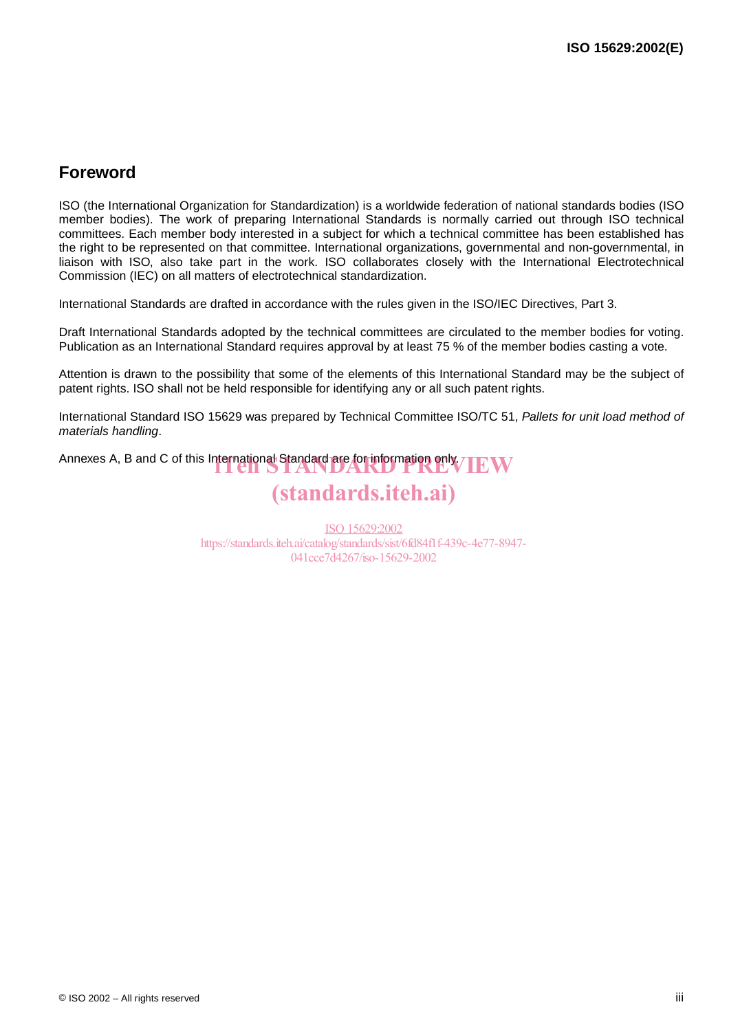## Foreword

ISO (the International Organization for Standardization) is a worldwide federation of national standards bodies (ISO member bodies). The work of preparing International Standards is normally carried out through ISO technical committees. Each member body interested in a subject for which a technical committee has been established has the right to be represented on that committee. International organizations, governmental and non-governmental, in liaison with ISO, also take part in the work. ISO collaborates closely with the International Electrotechnical Commission (IEC) on all matters of electrotechnical standardization.

International Standards are drafted in accordance with the rules given in the ISO/IEC Directives, Part 3.

Draft International Standards adopted by the technical committees are circulated to the member bodies for voting. Publication as an International Standard requires approval by at least 75 % of the member bodies casting a vote.

Attention is drawn to the possibility that some of the elements of this International Standard may be the subject of patent rights. ISO shall not be held responsible for identifying any or all such patent rights.

International Standard ISO 15629 was prepared by Technical Committee ISO/TC 51, *Pallets for unit load method of materials handling*.

Annexes A, B and C of this International Standard are for information only.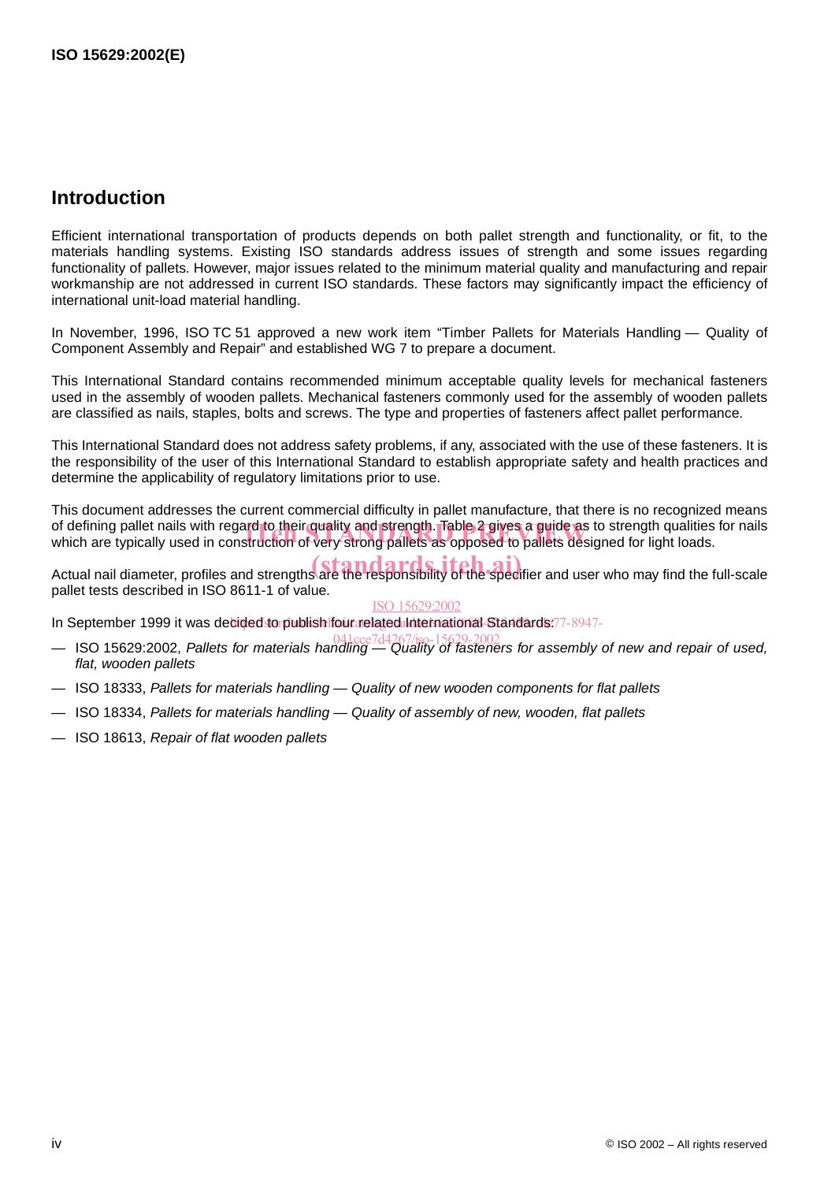## Introduction

Efficient international transportation of products depends on both pallet strength and functionality, or fit, to the materials handling systems. Existing ISO standards address issues of strength and some issues regarding functionality of pallets. However, major issues related to the minimum material quality and manufacturing and repair workmanship are not addressed in current ISO standards. These factors may significantly impact the efficiency of international unit-load material handling.

In November, 1996, ISO TC 51 approved a new work item “Timber Pallets for Materials Handling — Quality of Component Assembly and Repair” and established WG 7 to prepare a document.

This International Standard contains recommended minimum acceptable quality levels for mechanical fasteners used in the assembly of wooden pallets. Mechanical fasteners commonly used for the assembly of wooden pallets are classified as nails, staples, bolts and screws. The type and properties of fasteners affect pallet performance.

This International Standard does not address safety problems, if any, associated with the use of these fasteners. It is the responsibility of the user of this International Standard to establish appropriate safety and health practices and determine the applicability of regulatory limitations prior to use.

This document addresses the current commercial difficulty in pallet manufacture, that there is no recognized means of defining pallet nails with regard to their quality and strength. Table 2 gives a guide as to strength qualities for nails which are typically used in construction of very strong pallets as opposed to pallets designed for light loads.

Actual nail diameter, profiles and strengths are the responsibility of the specifier and user who may find the full-scale pallet tests described in ISO 8611-1 of value.

In September 1999 it was decided to publish four related International Standards:

— ISO 15629:2002, *Pallets for materials handling — Quality of fasteners for assembly of new and repair of used, flat, wooden pallets*

— ISO 18333, *Pallets for materials handling — Quality of new wooden components for flat pallets*

— ISO 18334, *Pallets for materials handling — Quality of assembly of new, wooden, flat pallets*

— ISO 18613, *Repair of flat wooden pallets*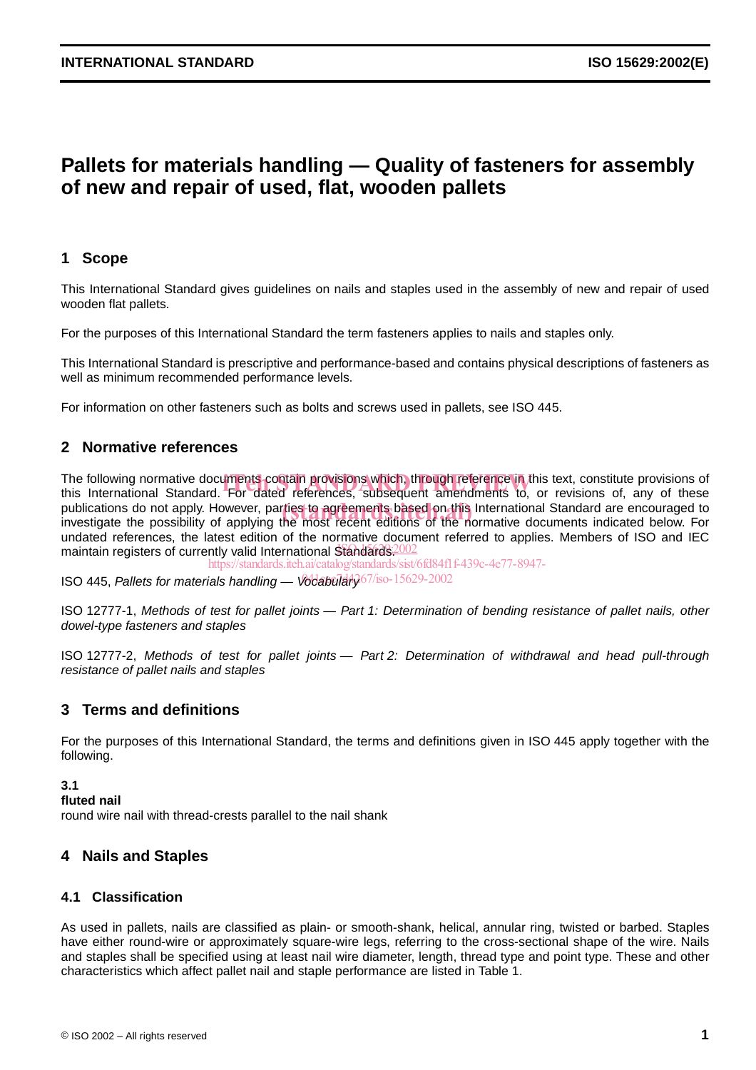# Pallets for materials handling — Quality of fasteners for assembly of new and repair of used, flat, wooden pallets

## 1 Scope

This International Standard gives guidelines on nails and staples used in the assembly of new and repair of used wooden flat pallets.

For the purposes of this International Standard the term fasteners applies to nails and staples only.

This International Standard is prescriptive and performance-based and contains physical descriptions of fasteners as well as minimum recommended performance levels.

For information on other fasteners such as bolts and screws used in pallets, see ISO 445.

## 2 Normative references

The following normative documents contain provisions which, through reference in this text, constitute provisions of this International Standard. For dated references, subsequent amendments to, or revisions of, any of these publications do not apply. However, parties to agreements based on this International Standard are encouraged to investigate the possibility of applying the most recent editions of the normative documents indicated below. For undated references, the latest edition of the normative document referred to applies. Members of ISO and IEC maintain registers of currently valid International Standards.

ISO 445, *Pallets for materials handling — Vocabulary*

ISO 12777-1, *Methods of test for pallet joints — Part 1: Determination of bending resistance of pallet nails, other dowel-type fasteners and staples*

ISO 12777-2, *Methods of test for pallet joints — Part 2: Determination of withdrawal and head pull-through resistance of pallet nails and staples*

## 3 Terms and definitions

For the purposes of this International Standard, the terms and definitions given in ISO 445 apply together with the following.

**3.1**
**fluted nail**
round wire nail with thread-crests parallel to the nail shank

## 4 Nails and Staples

### 4.1 Classification

As used in pallets, nails are classified as plain- or smooth-shank, helical, annular ring, twisted or barbed. Staples have either round-wire or approximately square-wire legs, referring to the cross-sectional shape of the wire. Nails and staples shall be specified using at least nail wire diameter, length, thread type and point type. These and other characteristics which affect pallet nail and staple performance are listed in Table 1.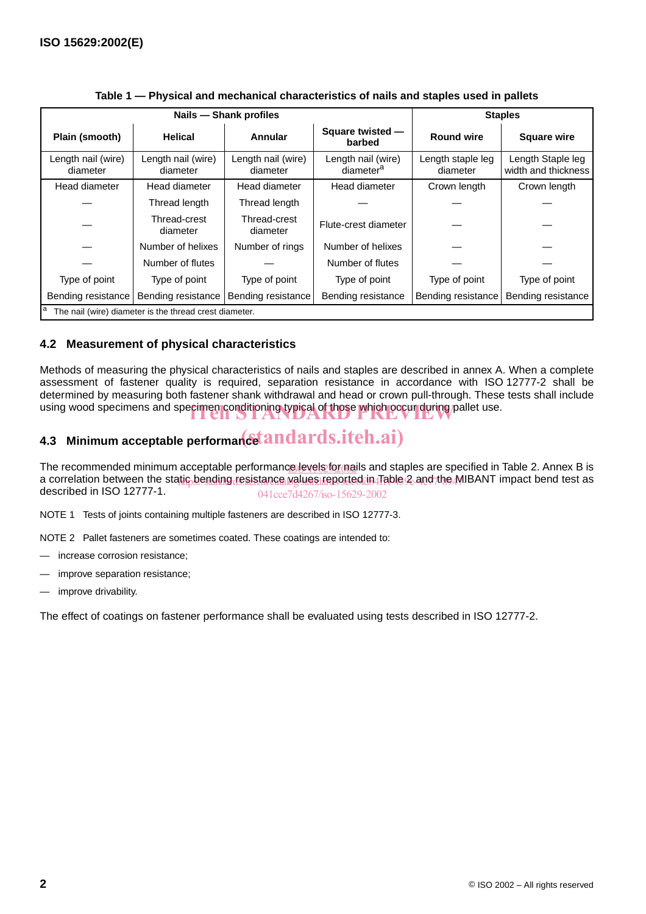**Table 1 — Physical and mechanical characteristics of nails and staples used in pallets**

| Nails — Shank profiles | | | | Staples | |
|---|---|---|---|---|---|
| **Plain (smooth)** | **Helical** | **Annular** | **Square twisted — barbed** | **Round wire** | **Square wire** |
| Length nail (wire) diameter | Length nail (wire) diameter | Length nail (wire) diameter | Length nail (wire) diameter[a] | Length staple leg diameter | Length Staple leg width and thickness |
| Head diameter | Head diameter | Head diameter | Head diameter | Crown length | Crown length |
| — | Thread length | Thread length | — | — | — |
| — | Thread-crest diameter | Thread-crest diameter | Flute-crest diameter | — | — |
| — | Number of helixes | Number of rings | Number of helixes | — | — |
| — | Number of flutes | — | Number of flutes | — | — |
| Type of point | Type of point | Type of point | Type of point | Type of point | Type of point |
| Bending resistance | Bending resistance | Bending resistance | Bending resistance | Bending resistance | Bending resistance |

[a] The nail (wire) diameter is the thread crest diameter.

## 4.2 Measurement of physical characteristics

Methods of measuring the physical characteristics of nails and staples are described in annex A. When a complete assessment of fastener quality is required, separation resistance in accordance with ISO 12777-2 shall be determined by measuring both fastener shank withdrawal and head or crown pull-through. These tests shall include using wood specimens and specimen conditioning typical of those which occur during pallet use.

## 4.3 Minimum acceptable performance

The recommended minimum acceptable performance levels for nails and staples are specified in Table 2. Annex B is a correlation between the static bending resistance values reported in Table 2 and the MIBANT impact bend test as described in ISO 12777-1.

NOTE 1 Tests of joints containing multiple fasteners are described in ISO 12777-3.

NOTE 2 Pallet fasteners are sometimes coated. These coatings are intended to:

— increase corrosion resistance;

— improve separation resistance;

— improve drivability.

The effect of coatings on fastener performance shall be evaluated using tests described in ISO 12777-2.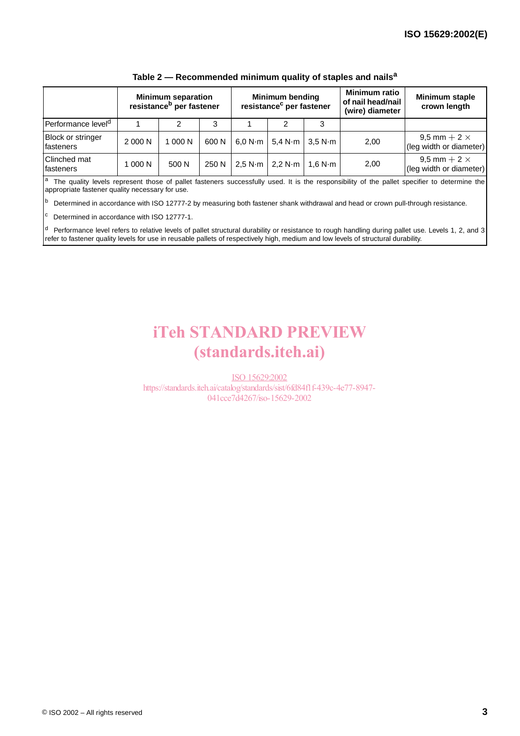**Table 2 — Recommended minimum quality of staples and nails[a]**

| | Minimum separation resistance[b] per fastener | | | Minimum bending resistance[c] per fastener | | | Minimum ratio of nail head/nail (wire) diameter | Minimum staple crown length |
|---|---|---|---|---|---|---|---|---|
| Performance level[d] | 1 | 2 | 3 | 1 | 2 | 3 | | |
| Block or stringer fasteners | 2 000 N | 1 000 N | 600 N | 6,0 N·m | 5,4 N·m | 3,5 N·m | 2,00 | 9,5 mm + 2 × (leg width or diameter) |
| Clinched mat fasteners | 1 000 N | 500 N | 250 N | 2,5 N·m | 2,2 N·m | 1,6 N·m | 2,00 | 9,5 mm + 2 × (leg width or diameter) |

[a] The quality levels represent those of pallet fasteners successfully used. It is the responsibility of the pallet specifier to determine the appropriate fastener quality necessary for use.

[b] Determined in accordance with ISO 12777-2 by measuring both fastener shank withdrawal and head or crown pull-through resistance.

[c] Determined in accordance with ISO 12777-1.

[d] Performance level refers to relative levels of pallet structural durability or resistance to rough handling during pallet use. Levels 1, 2, and 3 refer to fastener quality levels for use in reusable pallets of respectively high, medium and low levels of structural durability.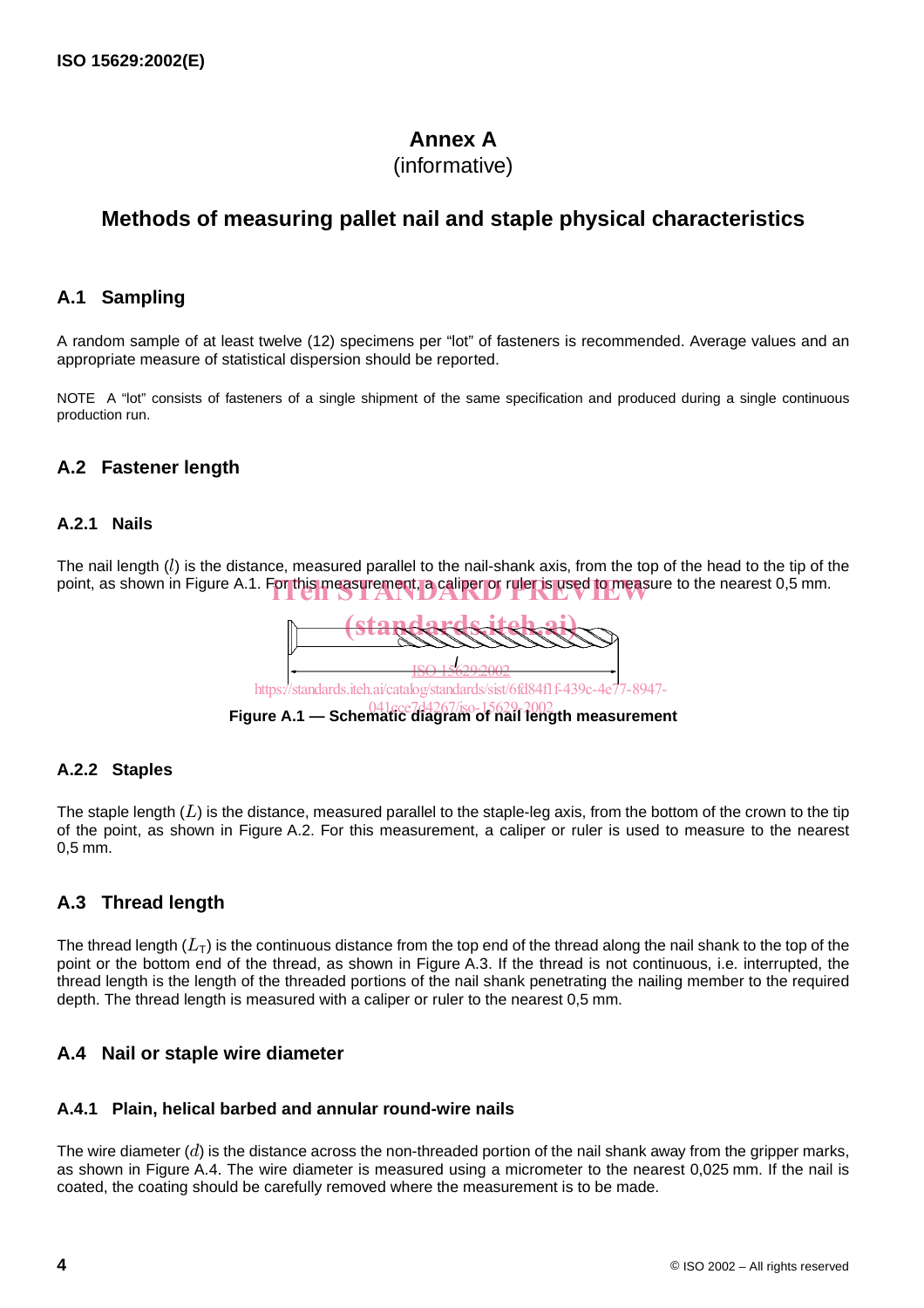# Annex A
(informative)

## Methods of measuring pallet nail and staple physical characteristics

### A.1 Sampling

A random sample of at least twelve (12) specimens per "lot" of fasteners is recommended. Average values and an appropriate measure of statistical dispersion should be reported.

NOTE A "lot" consists of fasteners of a single shipment of the same specification and produced during a single continuous production run.

### A.2 Fastener length

#### A.2.1 Nails

The nail length ($l$) is the distance, measured parallel to the nail-shank axis, from the top of the head to the tip of the point, as shown in Figure A.1. For this measurement, a caliper or ruler is used to measure to the nearest 0,5 mm.

**Figure A.1 — Schematic diagram of nail length measurement**

#### A.2.2 Staples

The staple length ($L$) is the distance, measured parallel to the staple-leg axis, from the bottom of the crown to the tip of the point, as shown in Figure A.2. For this measurement, a caliper or ruler is used to measure to the nearest 0,5 mm.

### A.3 Thread length

The thread length ($L_T$) is the continuous distance from the top end of the thread along the nail shank to the top of the point or the bottom end of the thread, as shown in Figure A.3. If the thread is not continuous, i.e. interrupted, the thread length is the length of the threaded portions of the nail shank penetrating the nailing member to the required depth. The thread length is measured with a caliper or ruler to the nearest 0,5 mm.

### A.4 Nail or staple wire diameter

#### A.4.1 Plain, helical barbed and annular round-wire nails

The wire diameter ($d$) is the distance across the non-threaded portion of the nail shank away from the gripper marks, as shown in Figure A.4. The wire diameter is measured using a micrometer to the nearest 0,025 mm. If the nail is coated, the coating should be carefully removed where the measurement is to be made.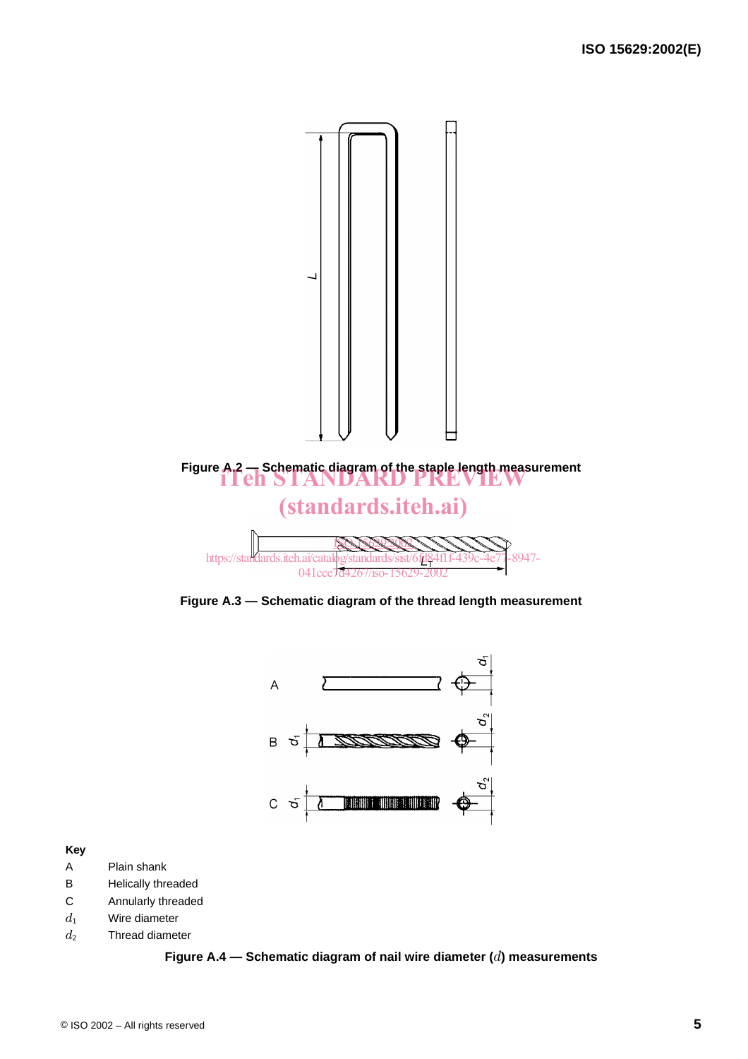Figure A.2 — Schematic diagram of the staple length measurement

Figure A.3 — Schematic diagram of the thread length measurement

**Key**

A Plain shank

B Helically threaded

C Annularly threaded

$d_1$ Wire diameter

$d_2$ Thread diameter

**Figure A.4 — Schematic diagram of nail wire diameter ($d$) measurements**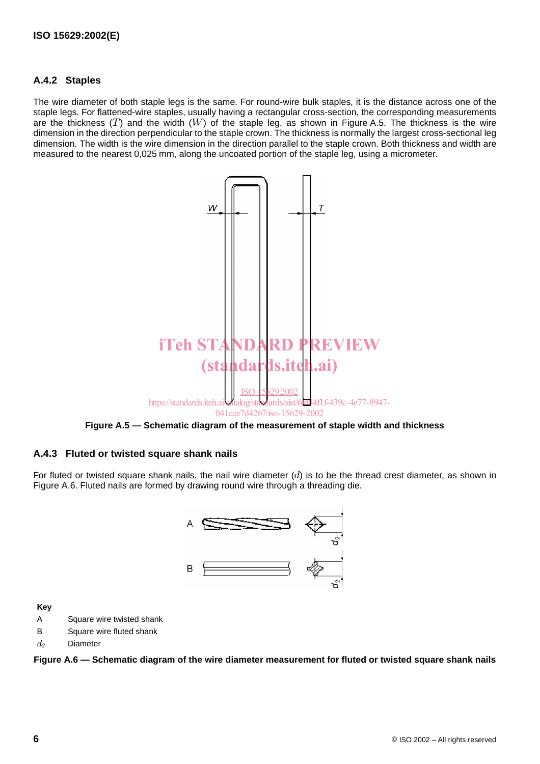### A.4.2 Staples

The wire diameter of both staple legs is the same. For round-wire bulk staples, it is the distance across one of the staple legs. For flattened-wire staples, usually having a rectangular cross-section, the corresponding measurements are the thickness ($T$) and the width ($W$) of the staple leg, as shown in Figure A.5. The thickness is the wire dimension in the direction perpendicular to the staple crown. The thickness is normally the largest cross-sectional leg dimension. The width is the wire dimension in the direction parallel to the staple crown. Both thickness and width are measured to the nearest 0,025 mm, along the uncoated portion of the staple leg, using a micrometer.

**Figure A.5 — Schematic diagram of the measurement of staple width and thickness**

### A.4.3 Fluted or twisted square shank nails

For fluted or twisted square shank nails, the nail wire diameter ($d$) is to be the thread crest diameter, as shown in Figure A.6. Fluted nails are formed by drawing round wire through a threading die.

**Key**

A Square wire twisted shank

B Square wire fluted shank

$d_2$ Diameter

**Figure A.6 — Schematic diagram of the wire diameter measurement for fluted or twisted square shank nails**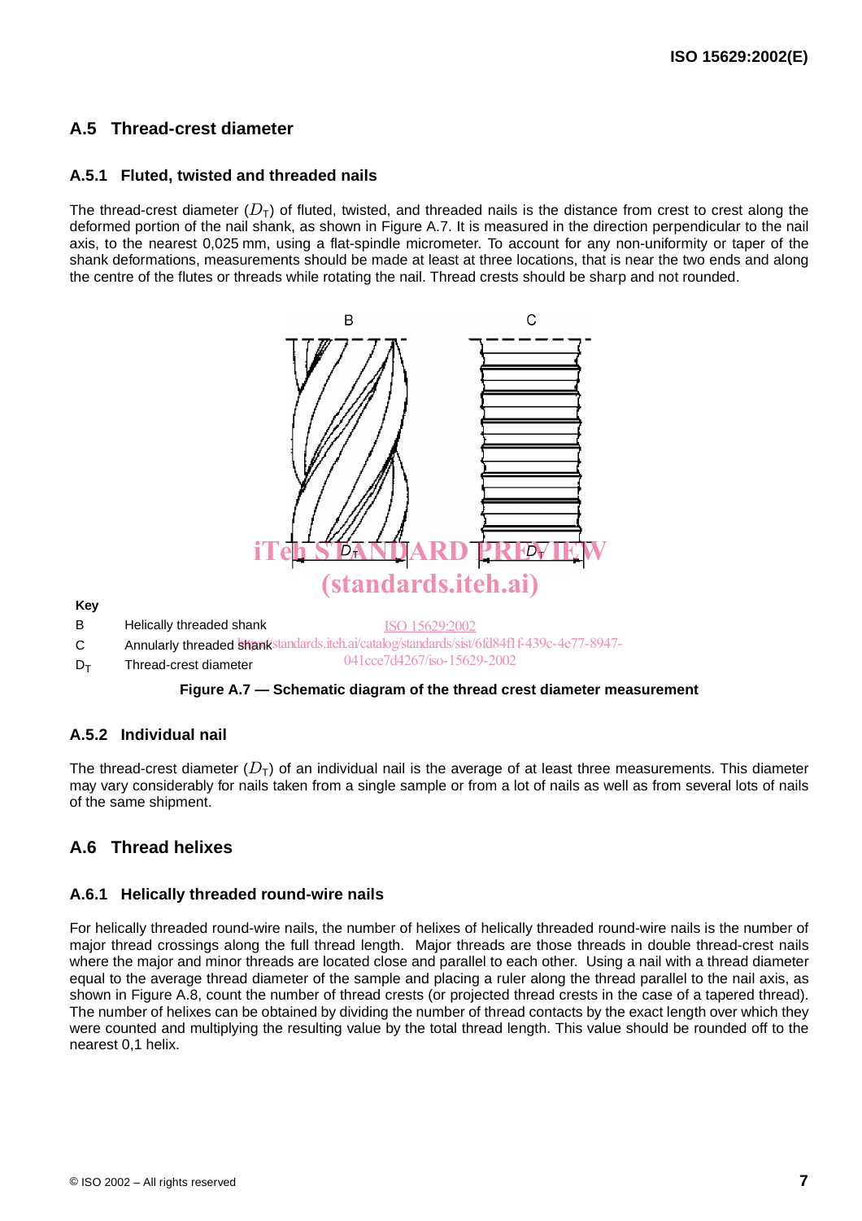## A.5 Thread-crest diameter

### A.5.1 Fluted, twisted and threaded nails

The thread-crest diameter ($D_T$) of fluted, twisted, and threaded nails is the distance from crest to crest along the deformed portion of the nail shank, as shown in Figure A.7. It is measured in the direction perpendicular to the nail axis, to the nearest 0,025 mm, using a flat-spindle micrometer. To account for any non-uniformity or taper of the shank deformations, measurements should be made at least at three locations, that is near the two ends and along the centre of the flutes or threads while rotating the nail. Thread crests should be sharp and not rounded.

B

C

$D_T$

$D_T$

**Key**

B Helically threaded shank

C Annularly threaded shank

$D_T$ Thread-crest diameter

**Figure A.7 — Schematic diagram of the thread crest diameter measurement**

### A.5.2 Individual nail

The thread-crest diameter ($D_T$) of an individual nail is the average of at least three measurements. This diameter may vary considerably for nails taken from a single sample or from a lot of nails as well as from several lots of nails of the same shipment.

## A.6 Thread helixes

### A.6.1 Helically threaded round-wire nails

For helically threaded round-wire nails, the number of helixes of helically threaded round-wire nails is the number of major thread crossings along the full thread length. Major threads are those threads in double thread-crest nails where the major and minor threads are located close and parallel to each other. Using a nail with a thread diameter equal to the average thread diameter of the sample and placing a ruler along the thread parallel to the nail axis, as shown in Figure A.8, count the number of thread crests (or projected thread crests in the case of a tapered thread). The number of helixes can be obtained by dividing the number of thread contacts by the exact length over which they were counted and multiplying the resulting value by the total thread length. This value should be rounded off to the nearest 0,1 helix.